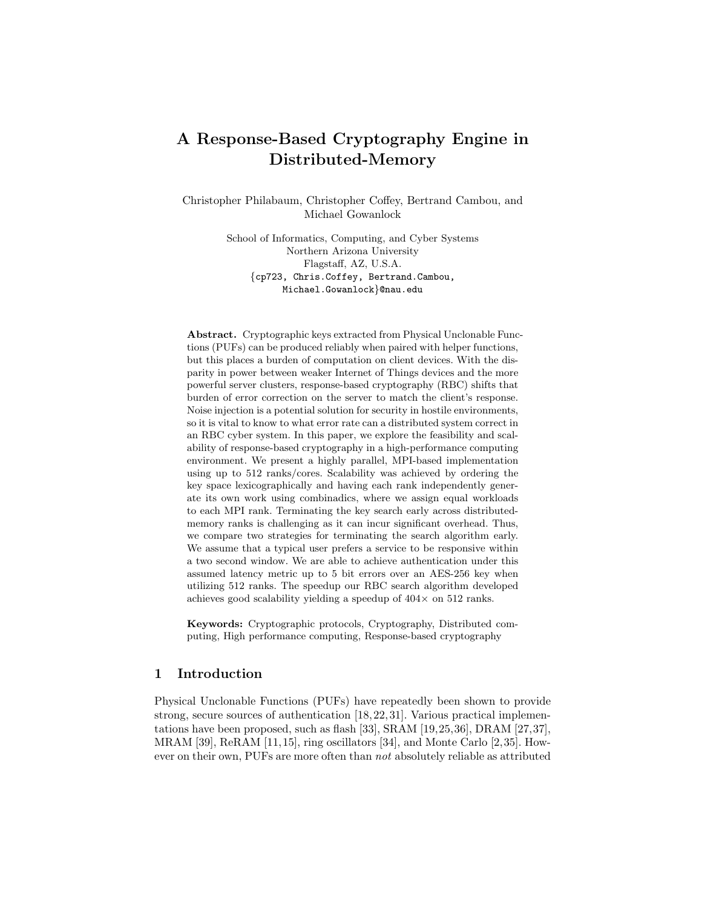# A Response-Based Cryptography Engine in Distributed-Memory

Christopher Philabaum, Christopher Coffey, Bertrand Cambou, and Michael Gowanlock

School of Informatics, Computing, and Cyber Systems
Northern Arizona University
Flagstaff, AZ, U.S.A.
{cp723, Chris.Coffey, Bertrand.Cambou, Michael.Gowanlock}@nau.edu

**Abstract.** Cryptographic keys extracted from Physical Unclonable Functions (PUFs) can be produced reliably when paired with helper functions, but this places a burden of computation on client devices. With the disparity in power between weaker Internet of Things devices and the more powerful server clusters, response-based cryptography (RBC) shifts that burden of error correction on the server to match the client's response. Noise injection is a potential solution for security in hostile environments, so it is vital to know to what error rate can a distributed system correct in an RBC cyber system. In this paper, we explore the feasibility and scalability of response-based cryptography in a high-performance computing environment. We present a highly parallel, MPI-based implementation using up to 512 ranks/cores. Scalability was achieved by ordering the key space lexicographically and having each rank independently generate its own work using combinadics, where we assign equal workloads to each MPI rank. Terminating the key search early across distributed-memory ranks is challenging as it can incur significant overhead. Thus, we compare two strategies for terminating the search algorithm early. We assume that a typical user prefers a service to be responsive within a two second window. We are able to achieve authentication under this assumed latency metric up to 5 bit errors over an AES-256 key when utilizing 512 ranks. The speedup our RBC search algorithm developed achieves good scalability yielding a speedup of 404× on 512 ranks.

**Keywords:** Cryptographic protocols, Cryptography, Distributed computing, High performance computing, Response-based cryptography

## 1 Introduction

Physical Unclonable Functions (PUFs) have repeatedly been shown to provide strong, secure sources of authentication [18,22,31]. Various practical implementations have been proposed, such as flash [33], SRAM [19,25,36], DRAM [27,37], MRAM [39], ReRAM [11,15], ring oscillators [34], and Monte Carlo [2,35]. However on their own, PUFs are more often than *not* absolutely reliable as attributed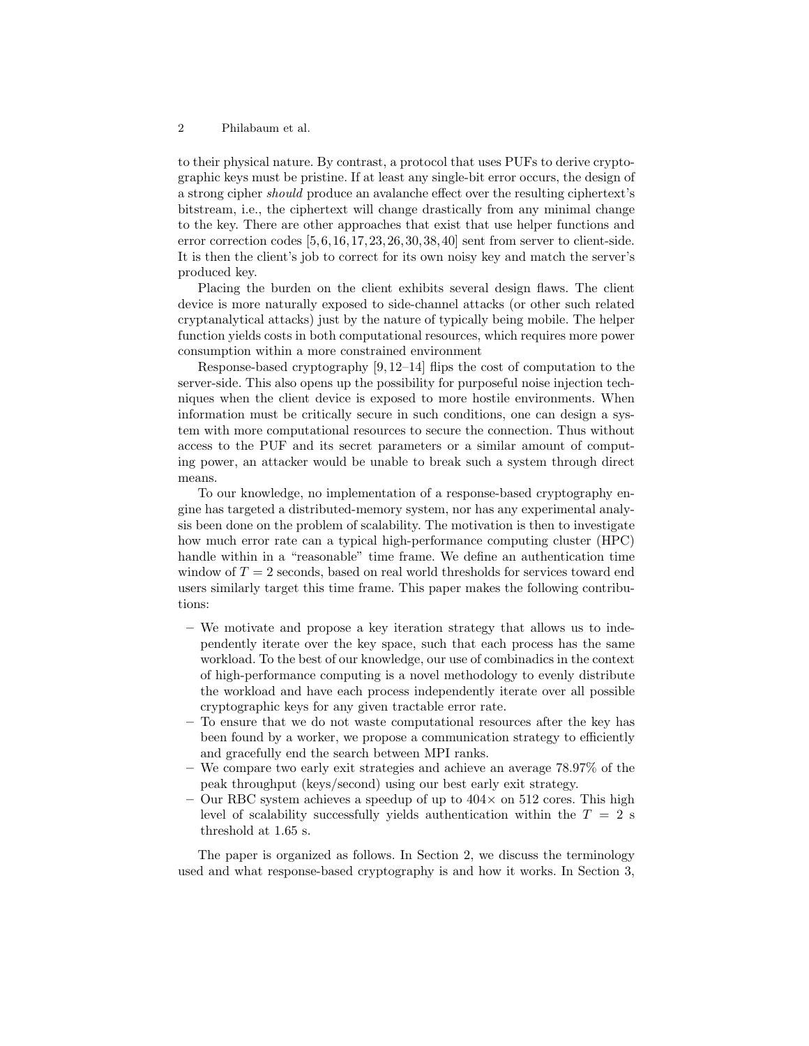to their physical nature. By contrast, a protocol that uses PUFs to derive cryptographic keys must be pristine. If at least any single-bit error occurs, the design of a strong cipher *should* produce an avalanche effect over the resulting ciphertext's bitstream, i.e., the ciphertext will change drastically from any minimal change to the key. There are other approaches that exist that use helper functions and error correction codes [5,6,16,17,23,26,30,38,40] sent from server to client-side. It is then the client's job to correct for its own noisy key and match the server's produced key.

Placing the burden on the client exhibits several design flaws. The client device is more naturally exposed to side-channel attacks (or other such related cryptanalytical attacks) just by the nature of typically being mobile. The helper function yields costs in both computational resources, which requires more power consumption within a more constrained environment

Response-based cryptography [9,12–14] flips the cost of computation to the server-side. This also opens up the possibility for purposeful noise injection techniques when the client device is exposed to more hostile environments. When information must be critically secure in such conditions, one can design a system with more computational resources to secure the connection. Thus without access to the PUF and its secret parameters or a similar amount of computing power, an attacker would be unable to break such a system through direct means.

To our knowledge, no implementation of a response-based cryptography engine has targeted a distributed-memory system, nor has any experimental analysis been done on the problem of scalability. The motivation is then to investigate how much error rate can a typical high-performance computing cluster (HPC) handle within in a "reasonable" time frame. We define an authentication time window of $T = 2$ seconds, based on real world thresholds for services toward end users similarly target this time frame. This paper makes the following contributions:

- We motivate and propose a key iteration strategy that allows us to independently iterate over the key space, such that each process has the same workload. To the best of our knowledge, our use of combinadics in the context of high-performance computing is a novel methodology to evenly distribute the workload and have each process independently iterate over all possible cryptographic keys for any given tractable error rate.
- To ensure that we do not waste computational resources after the key has been found by a worker, we propose a communication strategy to efficiently and gracefully end the search between MPI ranks.
- We compare two early exit strategies and achieve an average 78.97% of the peak throughput (keys/second) using our best early exit strategy.
- Our RBC system achieves a speedup of up to 404× on 512 cores. This high level of scalability successfully yields authentication within the $T = 2$ s threshold at 1.65 s.

The paper is organized as follows. In Section 2, we discuss the terminology used and what response-based cryptography is and how it works. In Section 3,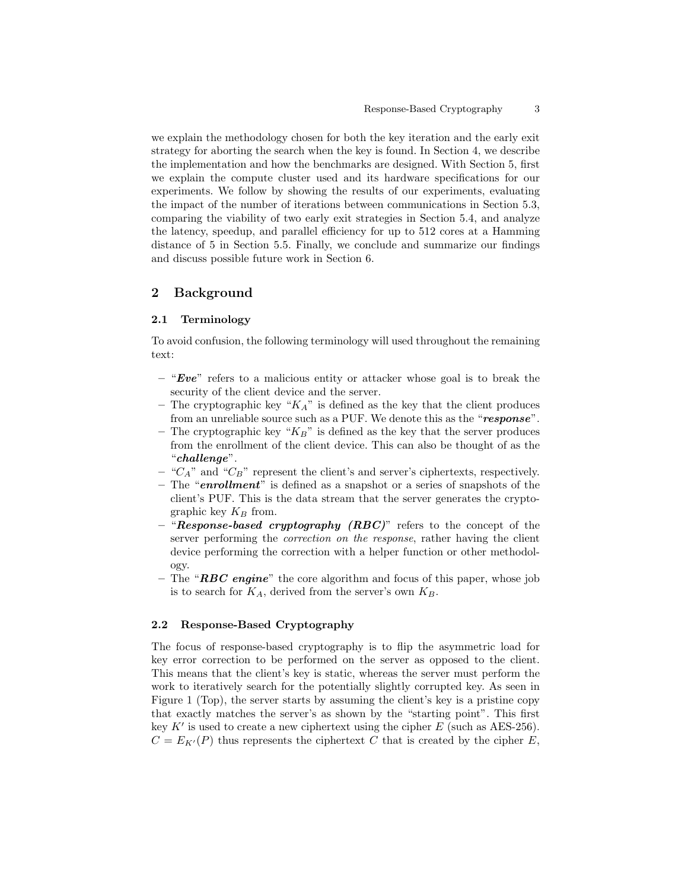we explain the methodology chosen for both the key iteration and the early exit strategy for aborting the search when the key is found. In Section 4, we describe the implementation and how the benchmarks are designed. With Section 5, first we explain the compute cluster used and its hardware specifications for our experiments. We follow by showing the results of our experiments, evaluating the impact of the number of iterations between communications in Section 5.3, comparing the viability of two early exit strategies in Section 5.4, and analyze the latency, speedup, and parallel efficiency for up to 512 cores at a Hamming distance of 5 in Section 5.5. Finally, we conclude and summarize our findings and discuss possible future work in Section 6.

## 2 Background

### 2.1 Terminology

To avoid confusion, the following terminology will used throughout the remaining text:

- "***Eve***" refers to a malicious entity or attacker whose goal is to break the security of the client device and the server.
- The cryptographic key "$K_A$" is defined as the key that the client produces from an unreliable source such as a PUF. We denote this as the "***response***".
- The cryptographic key "$K_B$" is defined as the key that the server produces from the enrollment of the client device. This can also be thought of as the "***challenge***".
- "$C_A$" and "$C_B$" represent the client's and server's ciphertexts, respectively.
- The "***enrollment***" is defined as a snapshot or a series of snapshots of the client's PUF. This is the data stream that the server generates the cryptographic key $K_B$ from.
- "***Response-based cryptography (RBC)***" refers to the concept of the server performing the *correction on the response*, rather having the client device performing the correction with a helper function or other methodology.
- The "***RBC engine***" the core algorithm and focus of this paper, whose job is to search for $K_A$, derived from the server's own $K_B$.

### 2.2 Response-Based Cryptography

The focus of response-based cryptography is to flip the asymmetric load for key error correction to be performed on the server as opposed to the client. This means that the client's key is static, whereas the server must perform the work to iteratively search for the potentially slightly corrupted key. As seen in Figure 1 (Top), the server starts by assuming the client's key is a pristine copy that exactly matches the server's as shown by the "starting point". This first key $K'$ is used to create a new ciphertext using the cipher $E$ (such as AES-256). $C = E_{K'}(P)$ thus represents the ciphertext $C$ that is created by the cipher $E$,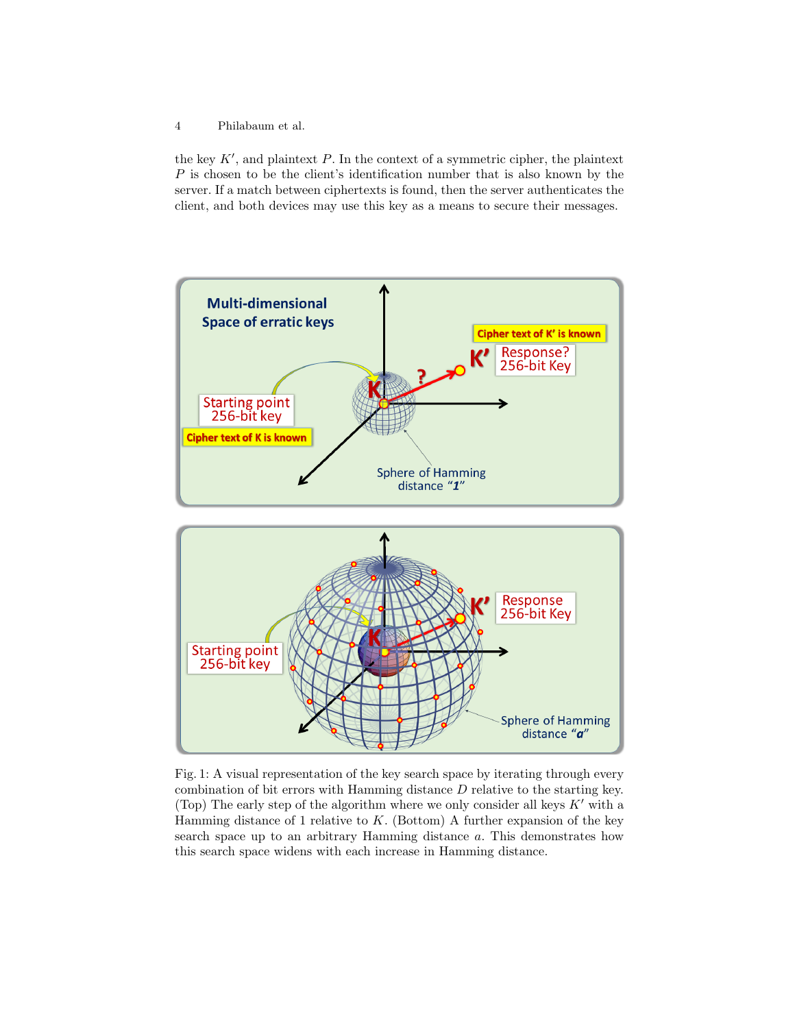the key $K'$, and plaintext $P$. In the context of a symmetric cipher, the plaintext $P$ is chosen to be the client's identification number that is also known by the server. If a match between ciphertexts is found, then the server authenticates the client, and both devices may use this key as a means to secure their messages.

Fig. 1: A visual representation of the key search space by iterating through every combination of bit errors with Hamming distance $D$ relative to the starting key. (Top) The early step of the algorithm where we only consider all keys $K'$ with a Hamming distance of 1 relative to $K$. (Bottom) A further expansion of the key search space up to an arbitrary Hamming distance $a$. This demonstrates how this search space widens with each increase in Hamming distance.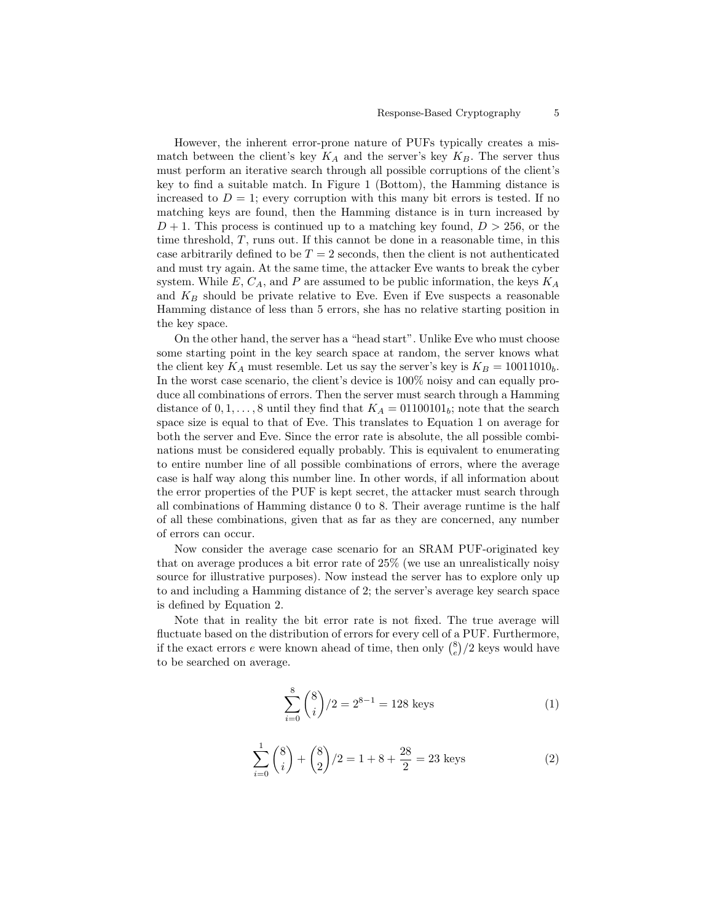However, the inherent error-prone nature of PUFs typically creates a mismatch between the client's key $K_A$ and the server's key $K_B$. The server thus must perform an iterative search through all possible corruptions of the client's key to find a suitable match. In Figure 1 (Bottom), the Hamming distance is increased to $D = 1$; every corruption with this many bit errors is tested. If no matching keys are found, then the Hamming distance is in turn increased by $D + 1$. This process is continued up to a matching key found, $D > 256$, or the time threshold, $T$, runs out. If this cannot be done in a reasonable time, in this case arbitrarily defined to be $T = 2$ seconds, then the client is not authenticated and must try again. At the same time, the attacker Eve wants to break the cyber system. While $E$, $C_A$, and $P$ are assumed to be public information, the keys $K_A$ and $K_B$ should be private relative to Eve. Even if Eve suspects a reasonable Hamming distance of less than 5 errors, she has no relative starting position in the key space.

On the other hand, the server has a "head start". Unlike Eve who must choose some starting point in the key search space at random, the server knows what the client key $K_A$ must resemble. Let us say the server's key is $K_B = 10011010_b$. In the worst case scenario, the client's device is 100% noisy and can equally produce all combinations of errors. Then the server must search through a Hamming distance of $0, 1, \ldots, 8$ until they find that $K_A = 01100101_b$; note that the search space size is equal to that of Eve. This translates to Equation 1 on average for both the server and Eve. Since the error rate is absolute, the all possible combinations must be considered equally probably. This is equivalent to enumerating to entire number line of all possible combinations of errors, where the average case is half way along this number line. In other words, if all information about the error properties of the PUF is kept secret, the attacker must search through all combinations of Hamming distance 0 to 8. Their average runtime is the half of all these combinations, given that as far as they are concerned, any number of errors can occur.

Now consider the average case scenario for an SRAM PUF-originated key that on average produces a bit error rate of 25% (we use an unrealistically noisy source for illustrative purposes). Now instead the server has to explore only up to and including a Hamming distance of 2; the server's average key search space is defined by Equation 2.

Note that in reality the bit error rate is not fixed. The true average will fluctuate based on the distribution of errors for every cell of a PUF. Furthermore, if the exact errors $e$ were known ahead of time, then only $\binom{8}{e}/2$ keys would have to be searched on average.

$$\sum_{i=0}^{8} \binom{8}{i}/2 = 2^{8-1} = 128 \text{ keys} \tag{1}$$

$$\sum_{i=0}^{1} \binom{8}{i} + \binom{8}{2}/2 = 1 + 8 + \frac{28}{2} = 23 \text{ keys} \tag{2}$$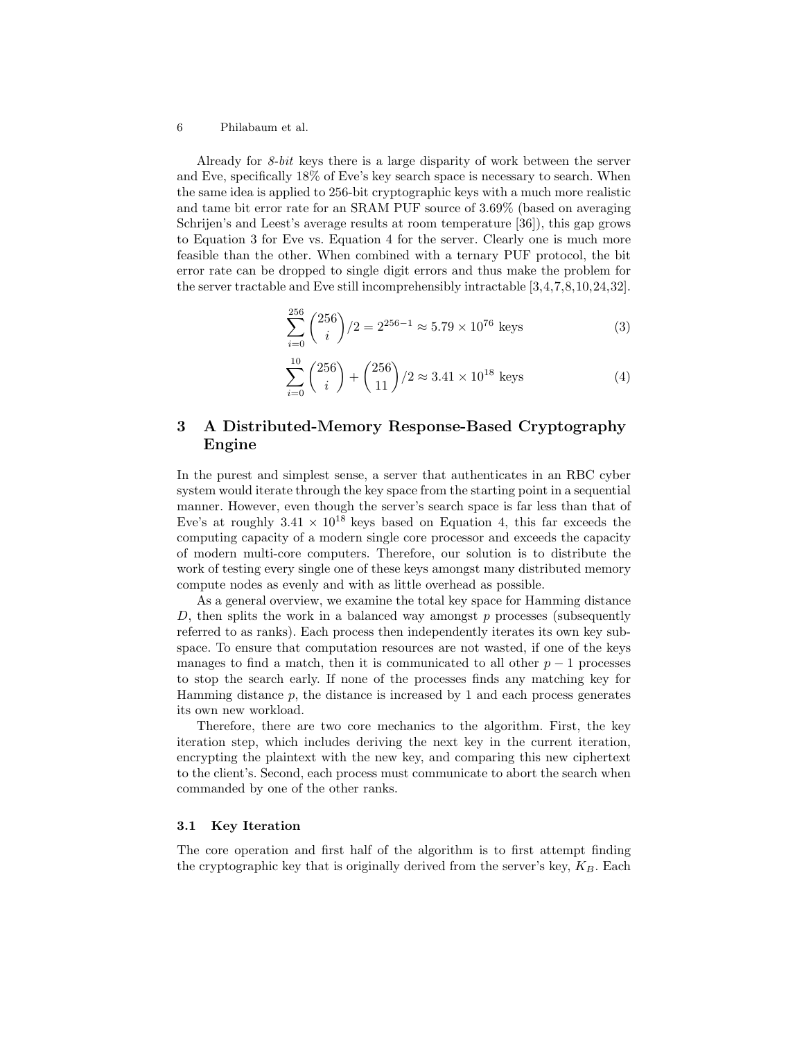Already for *8-bit* keys there is a large disparity of work between the server and Eve, specifically 18% of Eve's key search space is necessary to search. When the same idea is applied to 256-bit cryptographic keys with a much more realistic and tame bit error rate for an SRAM PUF source of 3.69% (based on averaging Schrijen's and Leest's average results at room temperature [36]), this gap grows to Equation 3 for Eve vs. Equation 4 for the server. Clearly one is much more feasible than the other. When combined with a ternary PUF protocol, the bit error rate can be dropped to single digit errors and thus make the problem for the server tractable and Eve still incomprehensibly intractable [3,4,7,8,10,24,32].

$$\sum_{i=0}^{256} \binom{256}{i} / 2 = 2^{256-1} \approx 5.79 \times 10^{76} \text{ keys} \tag{3}$$

$$\sum_{i=0}^{10} \binom{256}{i} + \binom{256}{11} / 2 \approx 3.41 \times 10^{18} \text{ keys} \tag{4}$$

## 3 A Distributed-Memory Response-Based Cryptography Engine

In the purest and simplest sense, a server that authenticates in an RBC cyber system would iterate through the key space from the starting point in a sequential manner. However, even though the server's search space is far less than that of Eve's at roughly $3.41 \times 10^{18}$ keys based on Equation 4, this far exceeds the computing capacity of a modern single core processor and exceeds the capacity of modern multi-core computers. Therefore, our solution is to distribute the work of testing every single one of these keys amongst many distributed memory compute nodes as evenly and with as little overhead as possible.

As a general overview, we examine the total key space for Hamming distance $D$, then splits the work in a balanced way amongst $p$ processes (subsequently referred to as ranks). Each process then independently iterates its own key subspace. To ensure that computation resources are not wasted, if one of the keys manages to find a match, then it is communicated to all other $p-1$ processes to stop the search early. If none of the processes finds any matching key for Hamming distance $p$, the distance is increased by 1 and each process generates its own new workload.

Therefore, there are two core mechanics to the algorithm. First, the key iteration step, which includes deriving the next key in the current iteration, encrypting the plaintext with the new key, and comparing this new ciphertext to the client's. Second, each process must communicate to abort the search when commanded by one of the other ranks.

### 3.1 Key Iteration

The core operation and first half of the algorithm is to first attempt finding the cryptographic key that is originally derived from the server's key, $K_B$. Each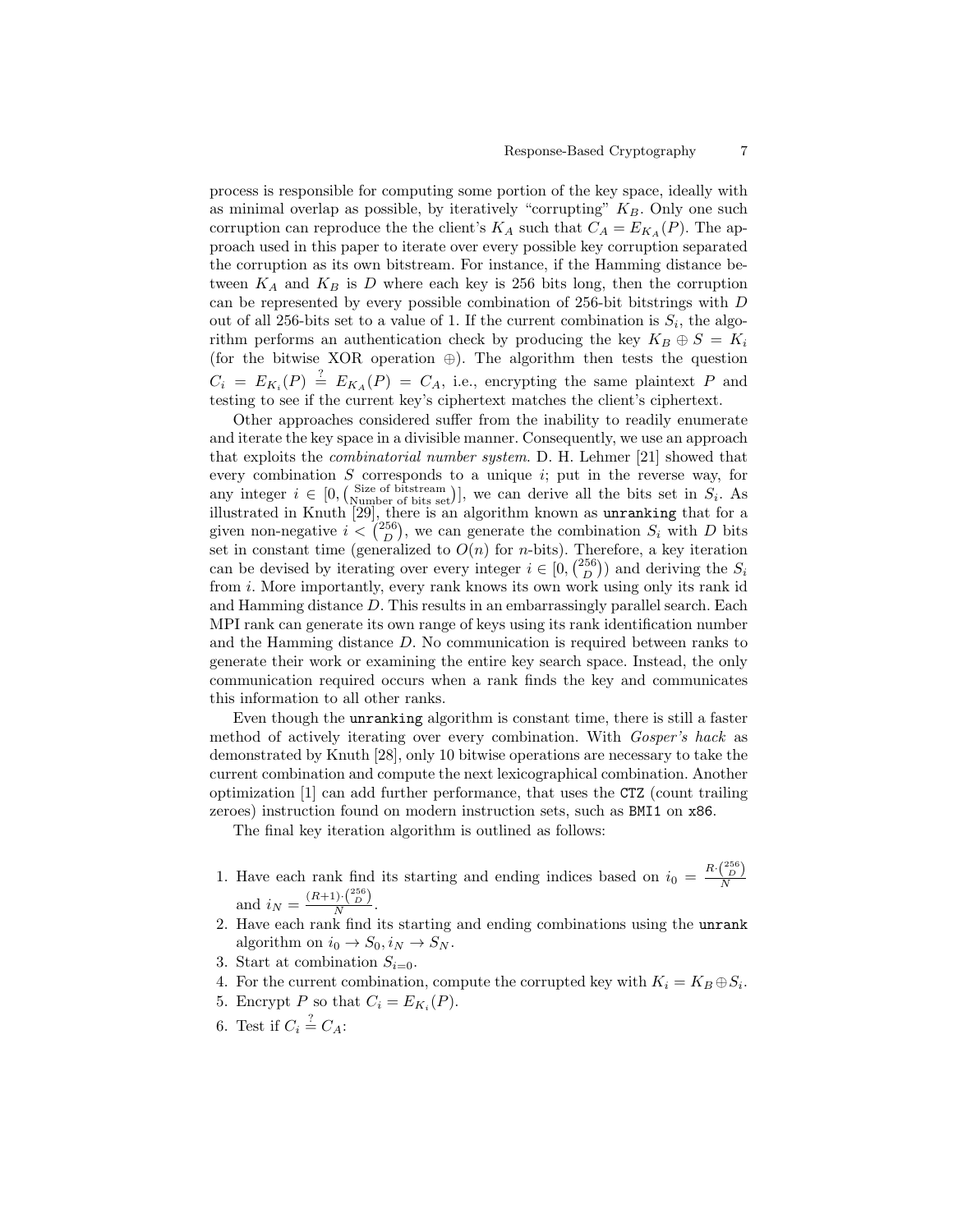process is responsible for computing some portion of the key space, ideally with as minimal overlap as possible, by iteratively "corrupting" $K_B$. Only one such corruption can reproduce the the client's $K_A$ such that $C_A = E_{K_A}(P)$. The approach used in this paper to iterate over every possible key corruption separated the corruption as its own bitstream. For instance, if the Hamming distance between $K_A$ and $K_B$ is $D$ where each key is 256 bits long, then the corruption can be represented by every possible combination of 256-bit bitstrings with $D$ out of all 256-bits set to a value of 1. If the current combination is $S_i$, the algorithm performs an authentication check by producing the key $K_B \oplus S = K_i$ (for the bitwise XOR operation $\oplus$). The algorithm then tests the question $C_i = E_{K_i}(P) \stackrel{?}{=} E_{K_A}(P) = C_A$, i.e., encrypting the same plaintext $P$ and testing to see if the current key's ciphertext matches the client's ciphertext.

Other approaches considered suffer from the inability to readily enumerate and iterate the key space in a divisible manner. Consequently, we use an approach that exploits the *combinatorial number system*. D. H. Lehmer [21] showed that every combination $S$ corresponds to a unique $i$; put in the reverse way, for any integer $i \in [0, \binom{\text{Size of bitstream}}{\text{Number of bits set}})]$, we can derive all the bits set in $S_i$. As illustrated in Knuth [29], there is an algorithm known as `unranking` that for a given non-negative $i < \binom{256}{D}$, we can generate the combination $S_i$ with $D$ bits set in constant time (generalized to $O(n)$ for $n$-bits). Therefore, a key iteration can be devised by iterating over every integer $i \in [0, \binom{256}{D})$) and deriving the $S_i$ from $i$. More importantly, every rank knows its own work using only its rank id and Hamming distance $D$. This results in an embarrassingly parallel search. Each MPI rank can generate its own range of keys using its rank identification number and the Hamming distance $D$. No communication is required between ranks to generate their work or examining the entire key search space. Instead, the only communication required occurs when a rank finds the key and communicates this information to all other ranks.

Even though the `unranking` algorithm is constant time, there is still a faster method of actively iterating over every combination. With *Gosper's hack* as demonstrated by Knuth [28], only 10 bitwise operations are necessary to take the current combination and compute the next lexicographical combination. Another optimization [1] can add further performance, that uses the `CTZ` (count trailing zeroes) instruction found on modern instruction sets, such as `BMI1` on `x86`.

The final key iteration algorithm is outlined as follows:

1. Have each rank find its starting and ending indices based on $i_0 = \frac{R \cdot \binom{256}{D}}{N}$ and $i_N = \frac{(R+1) \cdot \binom{256}{D}}{N}$.
2. Have each rank find its starting and ending combinations using the `unrank` algorithm on $i_0 \rightarrow S_0, i_N \rightarrow S_N$.
3. Start at combination $S_{i=0}$.
4. For the current combination, compute the corrupted key with $K_i = K_B \oplus S_i$.
5. Encrypt $P$ so that $C_i = E_{K_i}(P)$.
6. Test if $C_i \stackrel{?}{=} C_A$: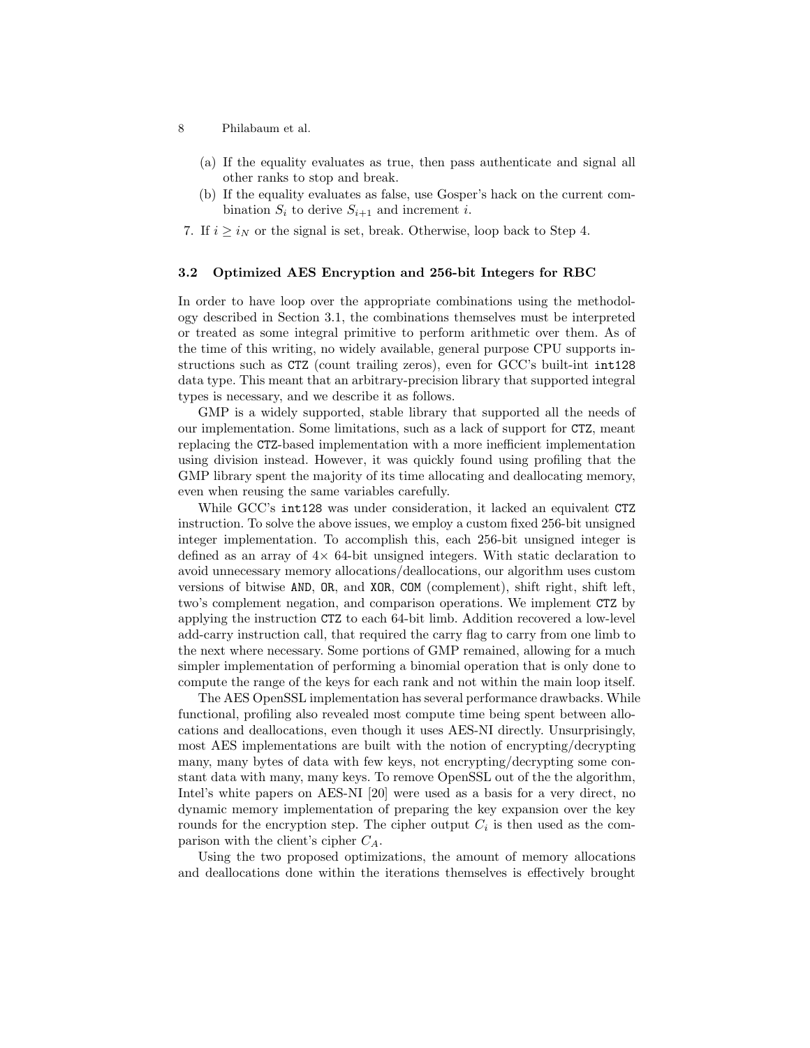(a) If the equality evaluates as true, then pass authenticate and signal all other ranks to stop and break.
   (b) If the equality evaluates as false, use Gosper's hack on the current combination $S_i$ to derive $S_{i+1}$ and increment $i$.
7. If $i \geq i_N$ or the signal is set, break. Otherwise, loop back to Step 4.

### 3.2 Optimized AES Encryption and 256-bit Integers for RBC

In order to have loop over the appropriate combinations using the methodology described in Section 3.1, the combinations themselves must be interpreted or treated as some integral primitive to perform arithmetic over them. As of the time of this writing, no widely available, general purpose CPU supports instructions such as `CTZ` (count trailing zeros), even for GCC's built-int `int128` data type. This meant that an arbitrary-precision library that supported integral types is necessary, and we describe it as follows.

GMP is a widely supported, stable library that supported all the needs of our implementation. Some limitations, such as a lack of support for `CTZ`, meant replacing the `CTZ`-based implementation with a more inefficient implementation using division instead. However, it was quickly found using profiling that the GMP library spent the majority of its time allocating and deallocating memory, even when reusing the same variables carefully.

While GCC's `int128` was under consideration, it lacked an equivalent `CTZ` instruction. To solve the above issues, we employ a custom fixed 256-bit unsigned integer implementation. To accomplish this, each 256-bit unsigned integer is defined as an array of 4× 64-bit unsigned integers. With static declaration to avoid unnecessary memory allocations/deallocations, our algorithm uses custom versions of bitwise `AND`, `OR`, and `XOR`, `COM` (complement), shift right, shift left, two's complement negation, and comparison operations. We implement `CTZ` by applying the instruction `CTZ` to each 64-bit limb. Addition recovered a low-level add-carry instruction call, that required the carry flag to carry from one limb to the next where necessary. Some portions of GMP remained, allowing for a much simpler implementation of performing a binomial operation that is only done to compute the range of the keys for each rank and not within the main loop itself.

The AES OpenSSL implementation has several performance drawbacks. While functional, profiling also revealed most compute time being spent between allocations and deallocations, even though it uses AES-NI directly. Unsurprisingly, most AES implementations are built with the notion of encrypting/decrypting many, many bytes of data with few keys, not encrypting/decrypting some constant data with many, many keys. To remove OpenSSL out of the the algorithm, Intel's white papers on AES-NI [20] were used as a basis for a very direct, no dynamic memory implementation of preparing the key expansion over the key rounds for the encryption step. The cipher output $C_i$ is then used as the comparison with the client's cipher $C_A$.

Using the two proposed optimizations, the amount of memory allocations and deallocations done within the iterations themselves is effectively brought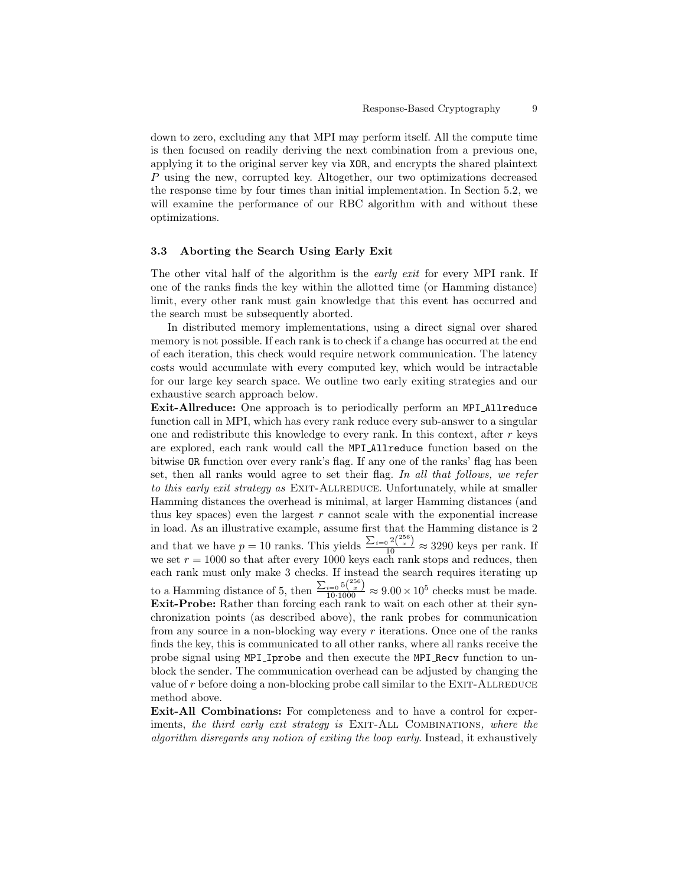down to zero, excluding any that MPI may perform itself. All the compute time is then focused on readily deriving the next combination from a previous one, applying it to the original server key via `XOR`, and encrypts the shared plaintext $P$ using the new, corrupted key. Altogether, our two optimizations decreased the response time by four times than initial implementation. In Section 5.2, we will examine the performance of our RBC algorithm with and without these optimizations.

### 3.3 Aborting the Search Using Early Exit

The other vital half of the algorithm is the *early exit* for every MPI rank. If one of the ranks finds the key within the allotted time (or Hamming distance) limit, every other rank must gain knowledge that this event has occurred and the search must be subsequently aborted.

In distributed memory implementations, using a direct signal over shared memory is not possible. If each rank is to check if a change has occurred at the end of each iteration, this check would require network communication. The latency costs would accumulate with every computed key, which would be intractable for our large key search space. We outline two early exiting strategies and our exhaustive search approach below.

**Exit-Allreduce:** One approach is to periodically perform an `MPI_Allreduce` function call in MPI, which has every rank reduce every sub-answer to a singular one and redistribute this knowledge to every rank. In this context, after $r$ keys are explored, each rank would call the `MPI_Allreduce` function based on the bitwise `OR` function over every rank's flag. If any one of the ranks' flag has been set, then all ranks would agree to set their flag. *In all that follows, we refer to this early exit strategy as* Exit-Allreduce. Unfortunately, while at smaller Hamming distances the overhead is minimal, at larger Hamming distances (and thus key spaces) even the largest $r$ cannot scale with the exponential increase in load. As an illustrative example, assume first that the Hamming distance is 2 and that we have $p = 10$ ranks. This yields $\frac{\sum_{i=0} 2\binom{256}{x}}{10} \approx 3290$ keys per rank. If we set $r = 1000$ so that after every 1000 keys each rank stops and reduces, then each rank must only make 3 checks. If instead the search requires iterating up to a Hamming distance of 5, then $\frac{\sum_{i=0} 5\binom{256}{x}}{10 \cdot 1000} \approx 9.00 \times 10^5$ checks must be made.

**Exit-Probe:** Rather than forcing each rank to wait on each other at their synchronization points (as described above), the rank probes for communication from any source in a non-blocking way every $r$ iterations. Once one of the ranks finds the key, this is communicated to all other ranks, where all ranks receive the probe signal using `MPI_Iprobe` and then execute the `MPI_Recv` function to unblock the sender. The communication overhead can be adjusted by changing the value of $r$ before doing a non-blocking probe call similar to the Exit-Allreduce method above.

**Exit-All Combinations:** For completeness and to have a control for experiments, *the third early exit strategy is* Exit-All Combinations, *where the algorithm disregards any notion of exiting the loop early.* Instead, it exhaustively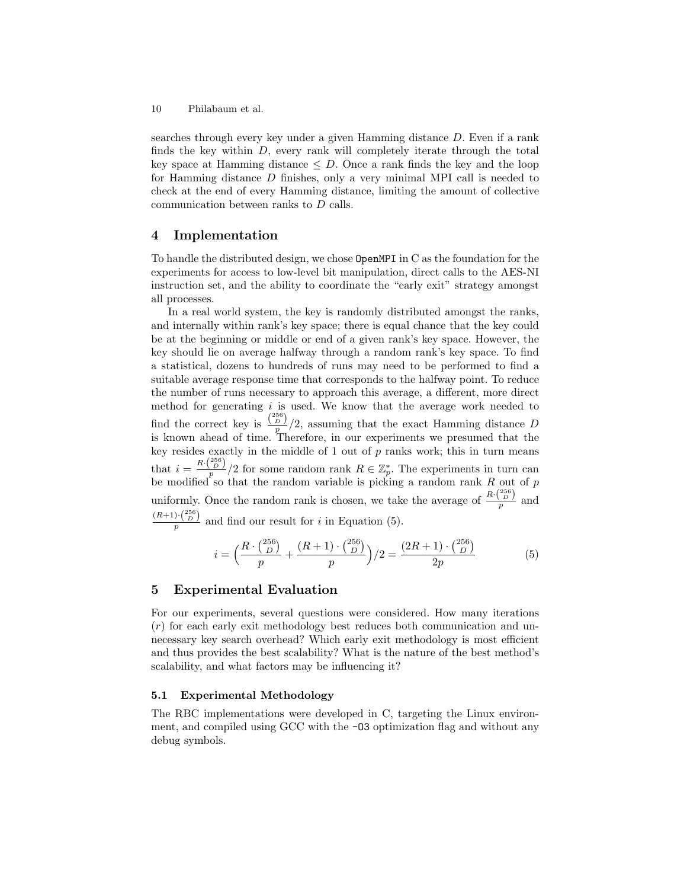searches through every key under a given Hamming distance $D$. Even if a rank finds the key within $D$, every rank will completely iterate through the total key space at Hamming distance $\leq D$. Once a rank finds the key and the loop for Hamming distance $D$ finishes, only a very minimal MPI call is needed to check at the end of every Hamming distance, limiting the amount of collective communication between ranks to $D$ calls.

## 4 Implementation

To handle the distributed design, we chose `OpenMPI` in C as the foundation for the experiments for access to low-level bit manipulation, direct calls to the AES-NI instruction set, and the ability to coordinate the "early exit" strategy amongst all processes.

In a real world system, the key is randomly distributed amongst the ranks, and internally within rank's key space; there is equal chance that the key could be at the beginning or middle or end of a given rank's key space. However, the key should lie on average halfway through a random rank's key space. To find a statistical, dozens to hundreds of runs may need to be performed to find a suitable average response time that corresponds to the halfway point. To reduce the number of runs necessary to approach this average, a different, more direct method for generating $i$ is used. We know that the average work needed to find the correct key is $\frac{\binom{256}{D}}{p}/2$, assuming that the exact Hamming distance $D$ is known ahead of time. Therefore, in our experiments we presumed that the key resides exactly in the middle of 1 out of $p$ ranks work; this in turn means that $i = \frac{R \cdot \binom{256}{D}}{p}/2$ for some random rank $R \in \mathbb{Z}_p^*$. The experiments in turn can be modified so that the random variable is picking a random rank $R$ out of $p$ uniformly. Once the random rank is chosen, we take the average of $\frac{R \cdot \binom{256}{D}}{p}$ and $\frac{(R+1) \cdot \binom{256}{D}}{p}$ and find our result for $i$ in Equation (5).

$$i = \Big(\frac{R \cdot \binom{256}{D}}{p} + \frac{(R+1) \cdot \binom{256}{D}}{p}\Big)/2 = \frac{(2R+1) \cdot \binom{256}{D}}{2p} \tag{5}$$

## 5 Experimental Evaluation

For our experiments, several questions were considered. How many iterations ($r$) for each early exit methodology best reduces both communication and unnecessary key search overhead? Which early exit methodology is most efficient and thus provides the best scalability? What is the nature of the best method's scalability, and what factors may be influencing it?

### 5.1 Experimental Methodology

The RBC implementations were developed in C, targeting the Linux environment, and compiled using GCC with the `-O3` optimization flag and without any debug symbols.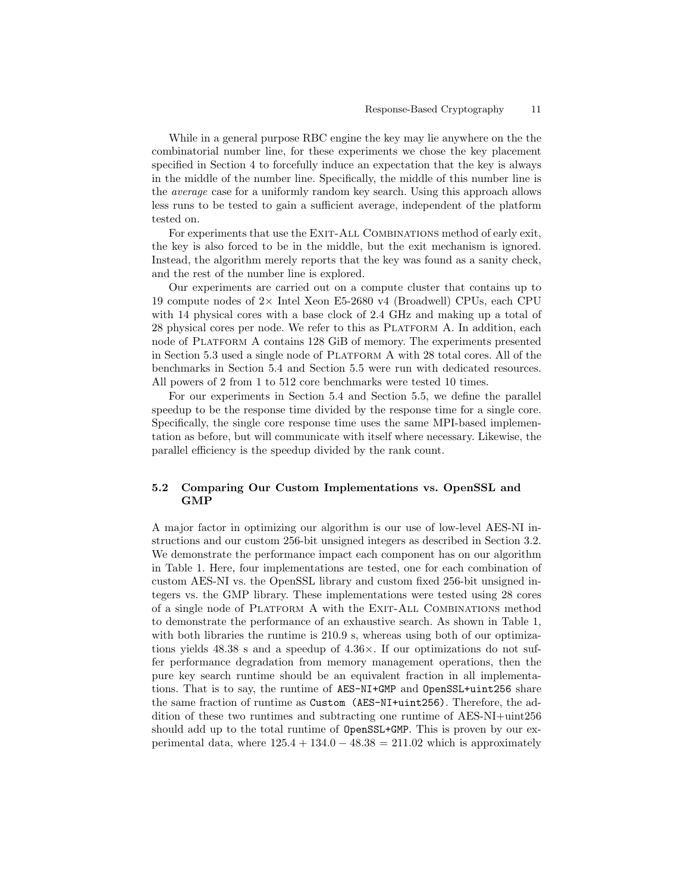While in a general purpose RBC engine the key may lie anywhere on the the combinatorial number line, for these experiments we chose the key placement specified in Section 4 to forcefully induce an expectation that the key is always in the middle of the number line. Specifically, the middle of this number line is the *average* case for a uniformly random key search. Using this approach allows less runs to be tested to gain a sufficient average, independent of the platform tested on.

For experiments that use the Exit-All Combinations method of early exit, the key is also forced to be in the middle, but the exit mechanism is ignored. Instead, the algorithm merely reports that the key was found as a sanity check, and the rest of the number line is explored.

Our experiments are carried out on a compute cluster that contains up to 19 compute nodes of $2\times$ Intel Xeon E5-2680 v4 (Broadwell) CPUs, each CPU with 14 physical cores with a base clock of 2.4 GHz and making up a total of 28 physical cores per node. We refer to this as Platform A. In addition, each node of Platform A contains 128 GiB of memory. The experiments presented in Section 5.3 used a single node of Platform A with 28 total cores. All of the benchmarks in Section 5.4 and Section 5.5 were run with dedicated resources. All powers of 2 from 1 to 512 core benchmarks were tested 10 times.

For our experiments in Section 5.4 and Section 5.5, we define the parallel speedup to be the response time divided by the response time for a single core. Specifically, the single core response time uses the same MPI-based implementation as before, but will communicate with itself where necessary. Likewise, the parallel efficiency is the speedup divided by the rank count.

### 5.2 Comparing Our Custom Implementations vs. OpenSSL and GMP

A major factor in optimizing our algorithm is our use of low-level AES-NI instructions and our custom 256-bit unsigned integers as described in Section 3.2. We demonstrate the performance impact each component has on our algorithm in Table 1. Here, four implementations are tested, one for each combination of custom AES-NI vs. the OpenSSL library and custom fixed 256-bit unsigned integers vs. the GMP library. These implementations were tested using 28 cores of a single node of Platform A with the Exit-All Combinations method to demonstrate the performance of an exhaustive search. As shown in Table 1, with both libraries the runtime is 210.9 s, whereas using both of our optimizations yields 48.38 s and a speedup of $4.36\times$. If our optimizations do not suffer performance degradation from memory management operations, then the pure key search runtime should be an equivalent fraction in all implementations. That is to say, the runtime of `AES-NI+GMP` and `OpenSSL+uint256` share the same fraction of runtime as `Custom (AES-NI+uint256)`. Therefore, the addition of these two runtimes and subtracting one runtime of AES-NI+uint256 should add up to the total runtime of `OpenSSL+GMP`. This is proven by our experimental data, where $125.4 + 134.0 - 48.38 = 211.02$ which is approximately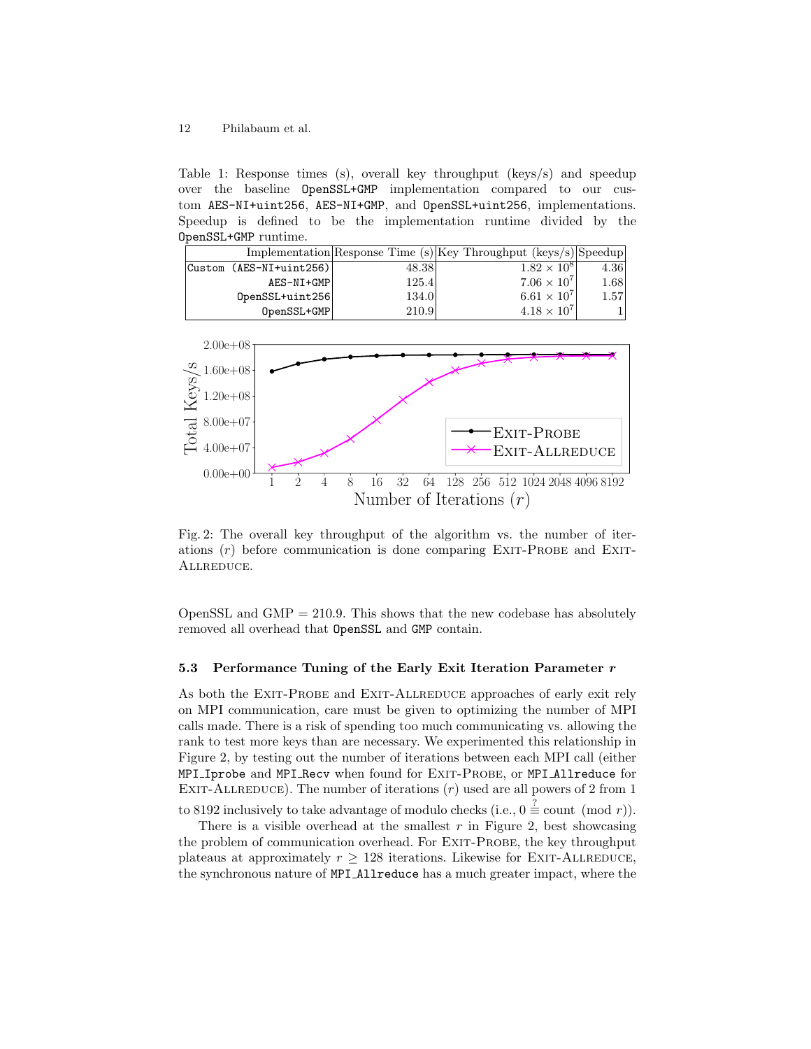Table 1: Response times (s), overall key throughput (keys/s) and speedup over the baseline `OpenSSL+GMP` implementation compared to our custom `AES-NI+uint256`, `AES-NI+GMP`, and `OpenSSL+uint256`, implementations. Speedup is defined to be the implementation runtime divided by the `OpenSSL+GMP` runtime.

| Implementation | Response Time (s) | Key Throughput (keys/s) | Speedup |
|---:|---:|---:|---:|
| `Custom (AES-NI+uint256)` | 48.38 | $1.82 \times 10^8$ | 4.36 |
| `AES-NI+GMP` | 125.4 | $7.06 \times 10^7$ | 1.68 |
| `OpenSSL+uint256` | 134.0 | $6.61 \times 10^7$ | 1.57 |
| `OpenSSL+GMP` | 210.9 | $4.18 \times 10^7$ | 1 |

Fig. 2: The overall key throughput of the algorithm vs. the number of iterations ($r$) before communication is done comparing Exit-Probe and Exit-Allreduce.

OpenSSL and GMP = 210.9. This shows that the new codebase has absolutely removed all overhead that `OpenSSL` and `GMP` contain.

### 5.3 Performance Tuning of the Early Exit Iteration Parameter $r$

As both the Exit-Probe and Exit-Allreduce approaches of early exit rely on MPI communication, care must be given to optimizing the number of MPI calls made. There is a risk of spending too much communicating vs. allowing the rank to test more keys than are necessary. We experimented this relationship in Figure 2, by testing out the number of iterations between each MPI call (either `MPI_Iprobe` and `MPI_Recv` when found for Exit-Probe, or `MPI_Allreduce` for Exit-Allreduce). The number of iterations ($r$) used are all powers of 2 from 1 to 8192 inclusively to take advantage of modulo checks (i.e., $0 \overset{?}{\equiv} \text{count} \pmod{r}$).

There is a visible overhead at the smallest $r$ in Figure 2, best showcasing the problem of communication overhead. For Exit-Probe, the key throughput plateaus at approximately $r \geq 128$ iterations. Likewise for Exit-Allreduce, the synchronous nature of `MPI_Allreduce` has a much greater impact, where the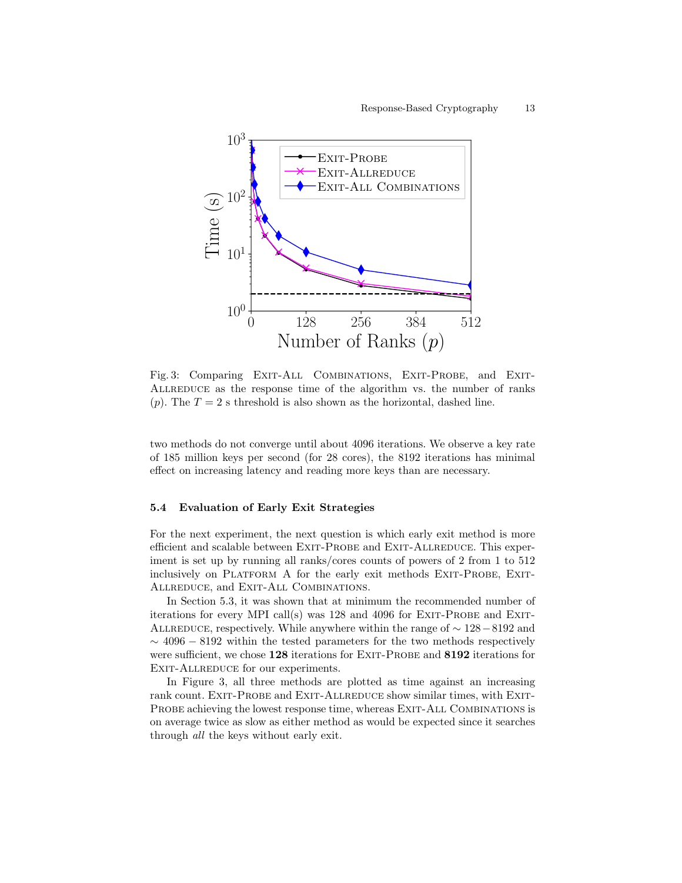Fig. 3: Comparing Exit-All Combinations, Exit-Probe, and Exit-Allreduce as the response time of the algorithm vs. the number of ranks ($p$). The $T = 2$ s threshold is also shown as the horizontal, dashed line.

two methods do not converge until about 4096 iterations. We observe a key rate of 185 million keys per second (for 28 cores), the 8192 iterations has minimal effect on increasing latency and reading more keys than are necessary.

### 5.4 Evaluation of Early Exit Strategies

For the next experiment, the next question is which early exit method is more efficient and scalable between Exit-Probe and Exit-Allreduce. This experiment is set up by running all ranks/cores counts of powers of 2 from 1 to 512 inclusively on Platform A for the early exit methods Exit-Probe, Exit-Allreduce, and Exit-All Combinations.

In Section 5.3, it was shown that at minimum the recommended number of iterations for every MPI call(s) was 128 and 4096 for Exit-Probe and Exit-Allreduce, respectively. While anywhere within the range of $\sim 128-8192$ and $\sim 4096-8192$ within the tested parameters for the two methods respectively were sufficient, we chose **128** iterations for Exit-Probe and **8192** iterations for Exit-Allreduce for our experiments.

In Figure 3, all three methods are plotted as time against an increasing rank count. Exit-Probe and Exit-Allreduce show similar times, with Exit-Probe achieving the lowest response time, whereas Exit-All Combinations is on average twice as slow as either method as would be expected since it searches through *all* the keys without early exit.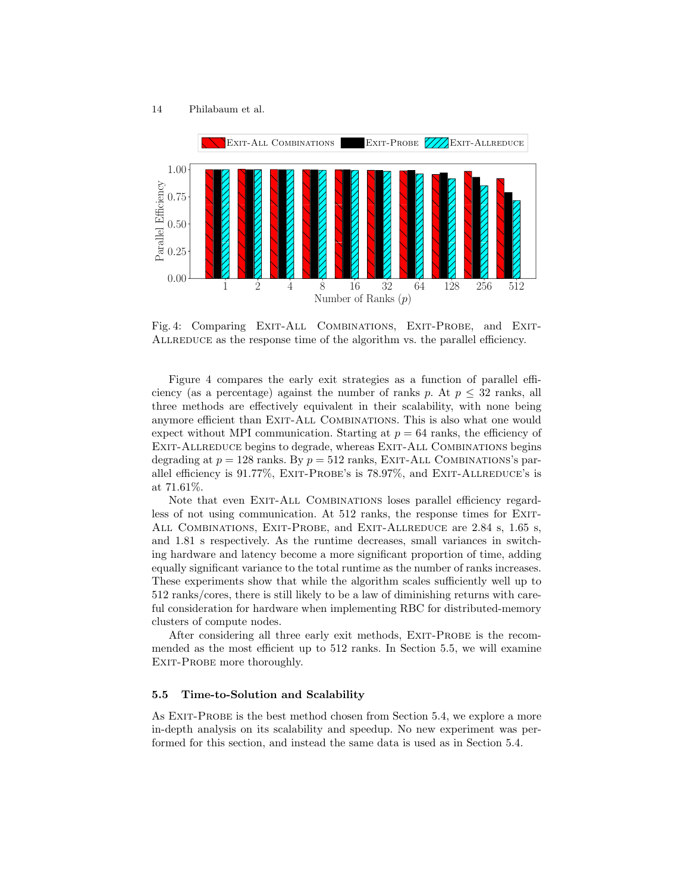Fig. 4: Comparing Exit-All Combinations, Exit-Probe, and Exit-Allreduce as the response time of the algorithm vs. the parallel efficiency.

Figure 4 compares the early exit strategies as a function of parallel efficiency (as a percentage) against the number of ranks $p$. At $p \leq 32$ ranks, all three methods are effectively equivalent in their scalability, with none being anymore efficient than Exit-All Combinations. This is also what one would expect without MPI communication. Starting at $p = 64$ ranks, the efficiency of Exit-Allreduce begins to degrade, whereas Exit-All Combinations begins degrading at $p = 128$ ranks. By $p = 512$ ranks, Exit-All Combinations's parallel efficiency is 91.77%, Exit-Probe's is 78.97%, and Exit-Allreduce's is at 71.61%.

Note that even Exit-All Combinations loses parallel efficiency regardless of not using communication. At 512 ranks, the response times for Exit-All Combinations, Exit-Probe, and Exit-Allreduce are 2.84 s, 1.65 s, and 1.81 s respectively. As the runtime decreases, small variances in switching hardware and latency become a more significant proportion of time, adding equally significant variance to the total runtime as the number of ranks increases. These experiments show that while the algorithm scales sufficiently well up to 512 ranks/cores, there is still likely to be a law of diminishing returns with careful consideration for hardware when implementing RBC for distributed-memory clusters of compute nodes.

After considering all three early exit methods, Exit-Probe is the recommended as the most efficient up to 512 ranks. In Section 5.5, we will examine Exit-Probe more thoroughly.

### 5.5 Time-to-Solution and Scalability

As Exit-Probe is the best method chosen from Section 5.4, we explore a more in-depth analysis on its scalability and speedup. No new experiment was performed for this section, and instead the same data is used as in Section 5.4.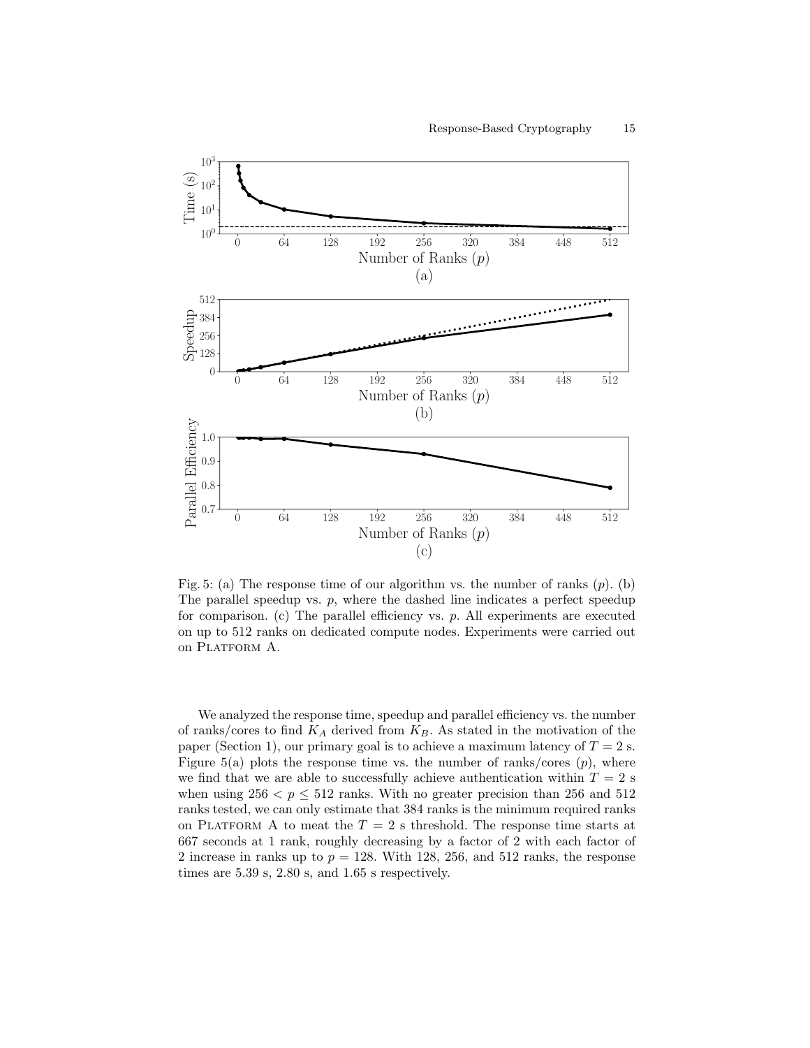Fig. 5: (a) The response time of our algorithm vs. the number of ranks ($p$). (b) The parallel speedup vs. $p$, where the dashed line indicates a perfect speedup for comparison. (c) The parallel efficiency vs. $p$. All experiments are executed on up to 512 ranks on dedicated compute nodes. Experiments were carried out on PLATFORM A.

We analyzed the response time, speedup and parallel efficiency vs. the number of ranks/cores to find $K_A$ derived from $K_B$. As stated in the motivation of the paper (Section 1), our primary goal is to achieve a maximum latency of $T = 2$ s. Figure 5(a) plots the response time vs. the number of ranks/cores ($p$), where we find that we are able to successfully achieve authentication within $T = 2$ s when using $256 < p \leq 512$ ranks. With no greater precision than 256 and 512 ranks tested, we can only estimate that 384 ranks is the minimum required ranks on PLATFORM A to meat the $T = 2$ s threshold. The response time starts at 667 seconds at 1 rank, roughly decreasing by a factor of 2 with each factor of 2 increase in ranks up to $p = 128$. With 128, 256, and 512 ranks, the response times are 5.39 s, 2.80 s, and 1.65 s respectively.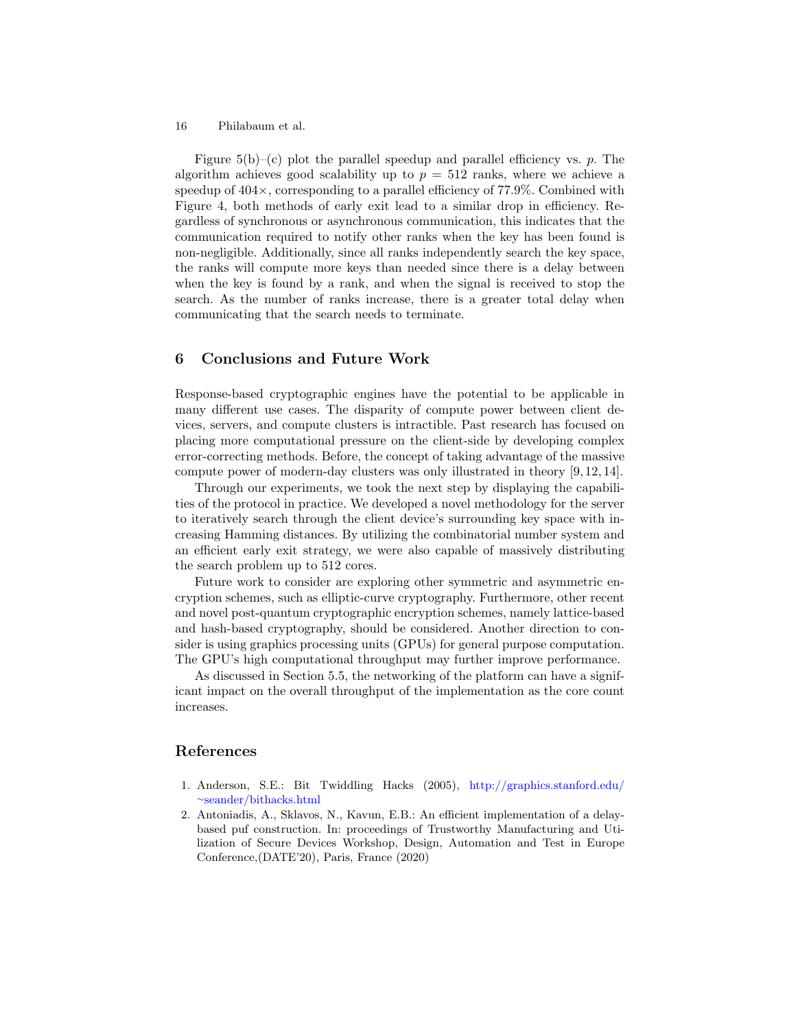Figure 5(b)–(c) plot the parallel speedup and parallel efficiency vs. $p$. The algorithm achieves good scalability up to $p = 512$ ranks, where we achieve a speedup of $404\times$, corresponding to a parallel efficiency of 77.9%. Combined with Figure 4, both methods of early exit lead to a similar drop in efficiency. Regardless of synchronous or asynchronous communication, this indicates that the communication required to notify other ranks when the key has been found is non-negligible. Additionally, since all ranks independently search the key space, the ranks will compute more keys than needed since there is a delay between when the key is found by a rank, and when the signal is received to stop the search. As the number of ranks increase, there is a greater total delay when communicating that the search needs to terminate.

## 6 Conclusions and Future Work

Response-based cryptographic engines have the potential to be applicable in many different use cases. The disparity of compute power between client devices, servers, and compute clusters is intractible. Past research has focused on placing more computational pressure on the client-side by developing complex error-correcting methods. Before, the concept of taking advantage of the massive compute power of modern-day clusters was only illustrated in theory [9, 12, 14].

Through our experiments, we took the next step by displaying the capabilities of the protocol in practice. We developed a novel methodology for the server to iteratively search through the client device's surrounding key space with increasing Hamming distances. By utilizing the combinatorial number system and an efficient early exit strategy, we were also capable of massively distributing the search problem up to 512 cores.

Future work to consider are exploring other symmetric and asymmetric encryption schemes, such as elliptic-curve cryptography. Furthermore, other recent and novel post-quantum cryptographic encryption schemes, namely lattice-based and hash-based cryptography, should be considered. Another direction to consider is using graphics processing units (GPUs) for general purpose computation. The GPU's high computational throughput may further improve performance.

As discussed in Section 5.5, the networking of the platform can have a significant impact on the overall throughput of the implementation as the core count increases.

## References

1. Anderson, S.E.: Bit Twiddling Hacks (2005), http://graphics.stanford.edu/~seander/bithacks.html
2. Antoniadis, A., Sklavos, N., Kavun, E.B.: An efficient implementation of a delay-based puf construction. In: proceedings of Trustworthy Manufacturing and Utilization of Secure Devices Workshop, Design, Automation and Test in Europe Conference,(DATE'20), Paris, France (2020)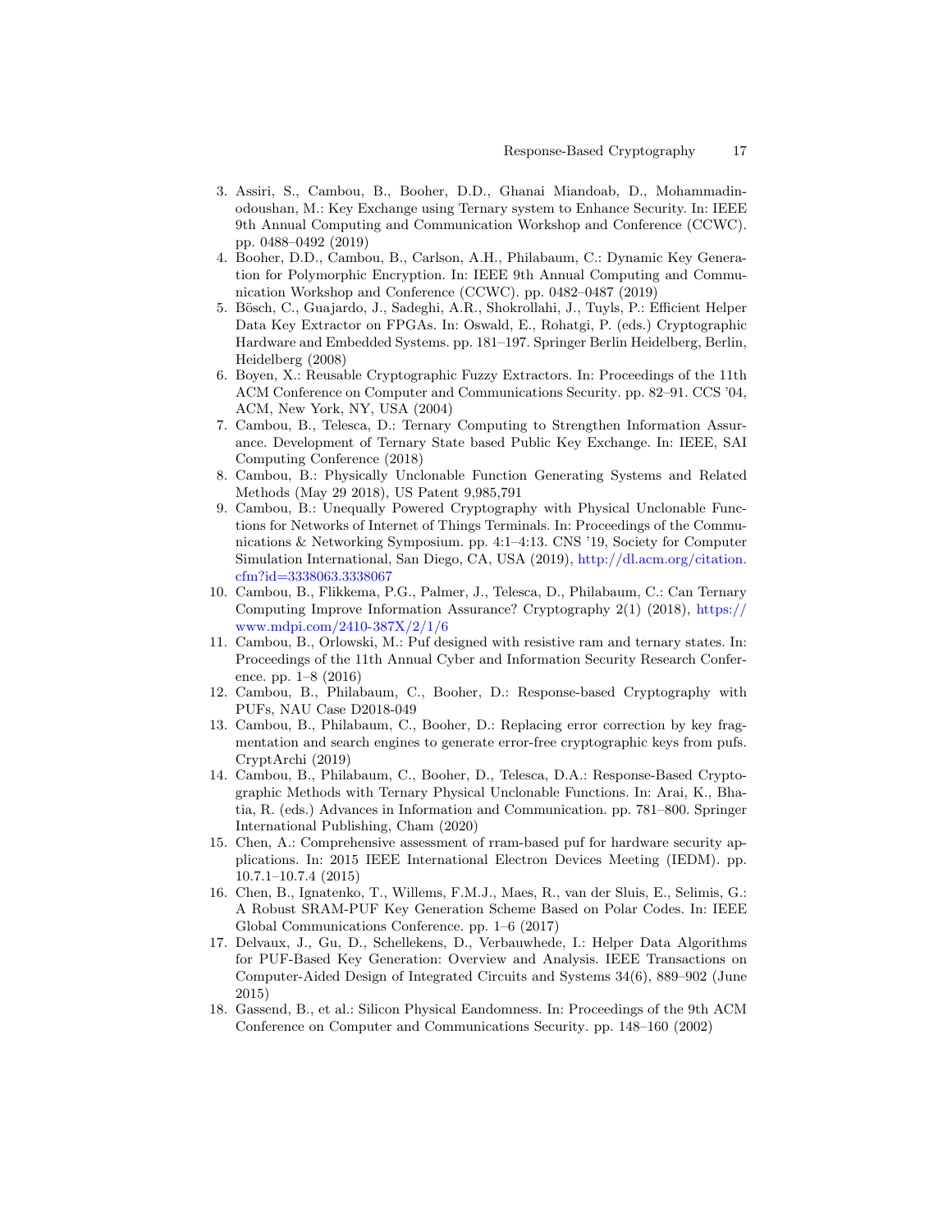3. Assiri, S., Cambou, B., Booher, D.D., Ghanai Miandoab, D., Mohammadinodoushan, M.: Key Exchange using Ternary system to Enhance Security. In: IEEE 9th Annual Computing and Communication Workshop and Conference (CCWC). pp. 0488–0492 (2019)
4. Booher, D.D., Cambou, B., Carlson, A.H., Philabaum, C.: Dynamic Key Generation for Polymorphic Encryption. In: IEEE 9th Annual Computing and Communication Workshop and Conference (CCWC). pp. 0482–0487 (2019)
5. Bösch, C., Guajardo, J., Sadeghi, A.R., Shokrollahi, J., Tuyls, P.: Efficient Helper Data Key Extractor on FPGAs. In: Oswald, E., Rohatgi, P. (eds.) Cryptographic Hardware and Embedded Systems. pp. 181–197. Springer Berlin Heidelberg, Berlin, Heidelberg (2008)
6. Boyen, X.: Reusable Cryptographic Fuzzy Extractors. In: Proceedings of the 11th ACM Conference on Computer and Communications Security. pp. 82–91. CCS '04, ACM, New York, NY, USA (2004)
7. Cambou, B., Telesca, D.: Ternary Computing to Strengthen Information Assurance. Development of Ternary State based Public Key Exchange. In: IEEE, SAI Computing Conference (2018)
8. Cambou, B.: Physically Unclonable Function Generating Systems and Related Methods (May 29 2018), US Patent 9,985,791
9. Cambou, B.: Unequally Powered Cryptography with Physical Unclonable Functions for Networks of Internet of Things Terminals. In: Proceedings of the Communications & Networking Symposium. pp. 4:1–4:13. CNS '19, Society for Computer Simulation International, San Diego, CA, USA (2019), http://dl.acm.org/citation.cfm?id=3338063.3338067
10. Cambou, B., Flikkema, P.G., Palmer, J., Telesca, D., Philabaum, C.: Can Ternary Computing Improve Information Assurance? Cryptography 2(1) (2018), https://www.mdpi.com/2410-387X/2/1/6
11. Cambou, B., Orlowski, M.: Puf designed with resistive ram and ternary states. In: Proceedings of the 11th Annual Cyber and Information Security Research Conference. pp. 1–8 (2016)
12. Cambou, B., Philabaum, C., Booher, D.: Response-based Cryptography with PUFs, NAU Case D2018-049
13. Cambou, B., Philabaum, C., Booher, D.: Replacing error correction by key fragmentation and search engines to generate error-free cryptographic keys from pufs. CryptArchi (2019)
14. Cambou, B., Philabaum, C., Booher, D., Telesca, D.A.: Response-Based Cryptographic Methods with Ternary Physical Unclonable Functions. In: Arai, K., Bhatia, R. (eds.) Advances in Information and Communication. pp. 781–800. Springer International Publishing, Cham (2020)
15. Chen, A.: Comprehensive assessment of rram-based puf for hardware security applications. In: 2015 IEEE International Electron Devices Meeting (IEDM). pp. 10.7.1–10.7.4 (2015)
16. Chen, B., Ignatenko, T., Willems, F.M.J., Maes, R., van der Sluis, E., Selimis, G.: A Robust SRAM-PUF Key Generation Scheme Based on Polar Codes. In: IEEE Global Communications Conference. pp. 1–6 (2017)
17. Delvaux, J., Gu, D., Schellekens, D., Verbauwhede, I.: Helper Data Algorithms for PUF-Based Key Generation: Overview and Analysis. IEEE Transactions on Computer-Aided Design of Integrated Circuits and Systems 34(6), 889–902 (June 2015)
18. Gassend, B., et al.: Silicon Physical Eandomness. In: Proceedings of the 9th ACM Conference on Computer and Communications Security. pp. 148–160 (2002)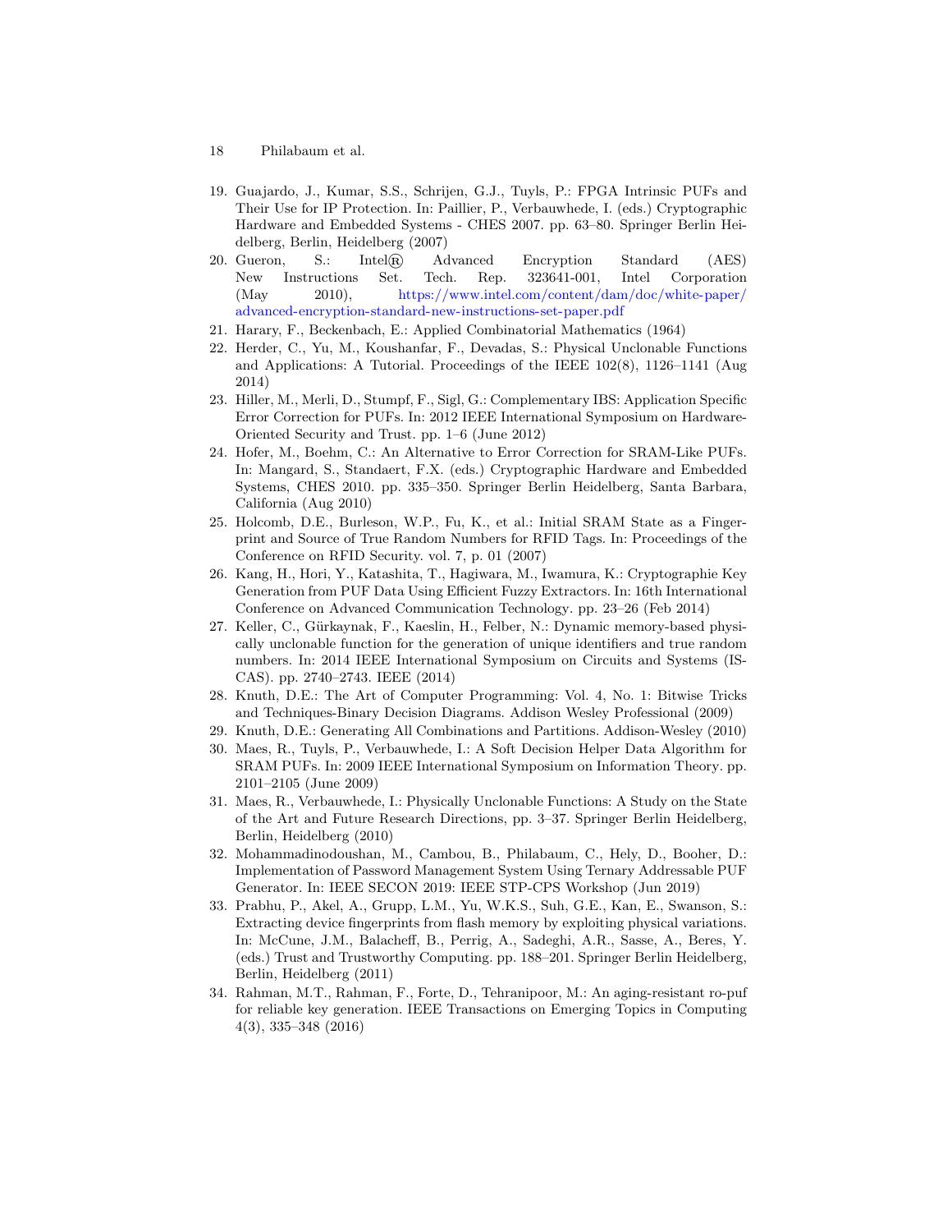19. Guajardo, J., Kumar, S.S., Schrijen, G.J., Tuyls, P.: FPGA Intrinsic PUFs and Their Use for IP Protection. In: Paillier, P., Verbauwhede, I. (eds.) Cryptographic Hardware and Embedded Systems - CHES 2007. pp. 63–80. Springer Berlin Heidelberg, Berlin, Heidelberg (2007)
20. Gueron, S.: Intel® Advanced Encryption Standard (AES) New Instructions Set. Tech. Rep. 323641-001, Intel Corporation (May 2010), https://www.intel.com/content/dam/doc/white-paper/advanced-encryption-standard-new-instructions-set-paper.pdf
21. Harary, F., Beckenbach, E.: Applied Combinatorial Mathematics (1964)
22. Herder, C., Yu, M., Koushanfar, F., Devadas, S.: Physical Unclonable Functions and Applications: A Tutorial. Proceedings of the IEEE 102(8), 1126–1141 (Aug 2014)
23. Hiller, M., Merli, D., Stumpf, F., Sigl, G.: Complementary IBS: Application Specific Error Correction for PUFs. In: 2012 IEEE International Symposium on Hardware-Oriented Security and Trust. pp. 1–6 (June 2012)
24. Hofer, M., Boehm, C.: An Alternative to Error Correction for SRAM-Like PUFs. In: Mangard, S., Standaert, F.X. (eds.) Cryptographic Hardware and Embedded Systems, CHES 2010. pp. 335–350. Springer Berlin Heidelberg, Santa Barbara, California (Aug 2010)
25. Holcomb, D.E., Burleson, W.P., Fu, K., et al.: Initial SRAM State as a Fingerprint and Source of True Random Numbers for RFID Tags. In: Proceedings of the Conference on RFID Security. vol. 7, p. 01 (2007)
26. Kang, H., Hori, Y., Katashita, T., Hagiwara, M., Iwamura, K.: Cryptographie Key Generation from PUF Data Using Efficient Fuzzy Extractors. In: 16th International Conference on Advanced Communication Technology. pp. 23–26 (Feb 2014)
27. Keller, C., Gürkaynak, F., Kaeslin, H., Felber, N.: Dynamic memory-based physically unclonable function for the generation of unique identifiers and true random numbers. In: 2014 IEEE International Symposium on Circuits and Systems (ISCAS). pp. 2740–2743. IEEE (2014)
28. Knuth, D.E.: The Art of Computer Programming: Vol. 4, No. 1: Bitwise Tricks and Techniques-Binary Decision Diagrams. Addison Wesley Professional (2009)
29. Knuth, D.E.: Generating All Combinations and Partitions. Addison-Wesley (2010)
30. Maes, R., Tuyls, P., Verbauwhede, I.: A Soft Decision Helper Data Algorithm for SRAM PUFs. In: 2009 IEEE International Symposium on Information Theory. pp. 2101–2105 (June 2009)
31. Maes, R., Verbauwhede, I.: Physically Unclonable Functions: A Study on the State of the Art and Future Research Directions, pp. 3–37. Springer Berlin Heidelberg, Berlin, Heidelberg (2010)
32. Mohammadinodoushan, M., Cambou, B., Philabaum, C., Hely, D., Booher, D.: Implementation of Password Management System Using Ternary Addressable PUF Generator. In: IEEE SECON 2019: IEEE STP-CPS Workshop (Jun 2019)
33. Prabhu, P., Akel, A., Grupp, L.M., Yu, W.K.S., Suh, G.E., Kan, E., Swanson, S.: Extracting device fingerprints from flash memory by exploiting physical variations. In: McCune, J.M., Balacheff, B., Perrig, A., Sadeghi, A.R., Sasse, A., Beres, Y. (eds.) Trust and Trustworthy Computing. pp. 188–201. Springer Berlin Heidelberg, Berlin, Heidelberg (2011)
34. Rahman, M.T., Rahman, F., Forte, D., Tehranipoor, M.: An aging-resistant ro-puf for reliable key generation. IEEE Transactions on Emerging Topics in Computing 4(3), 335–348 (2016)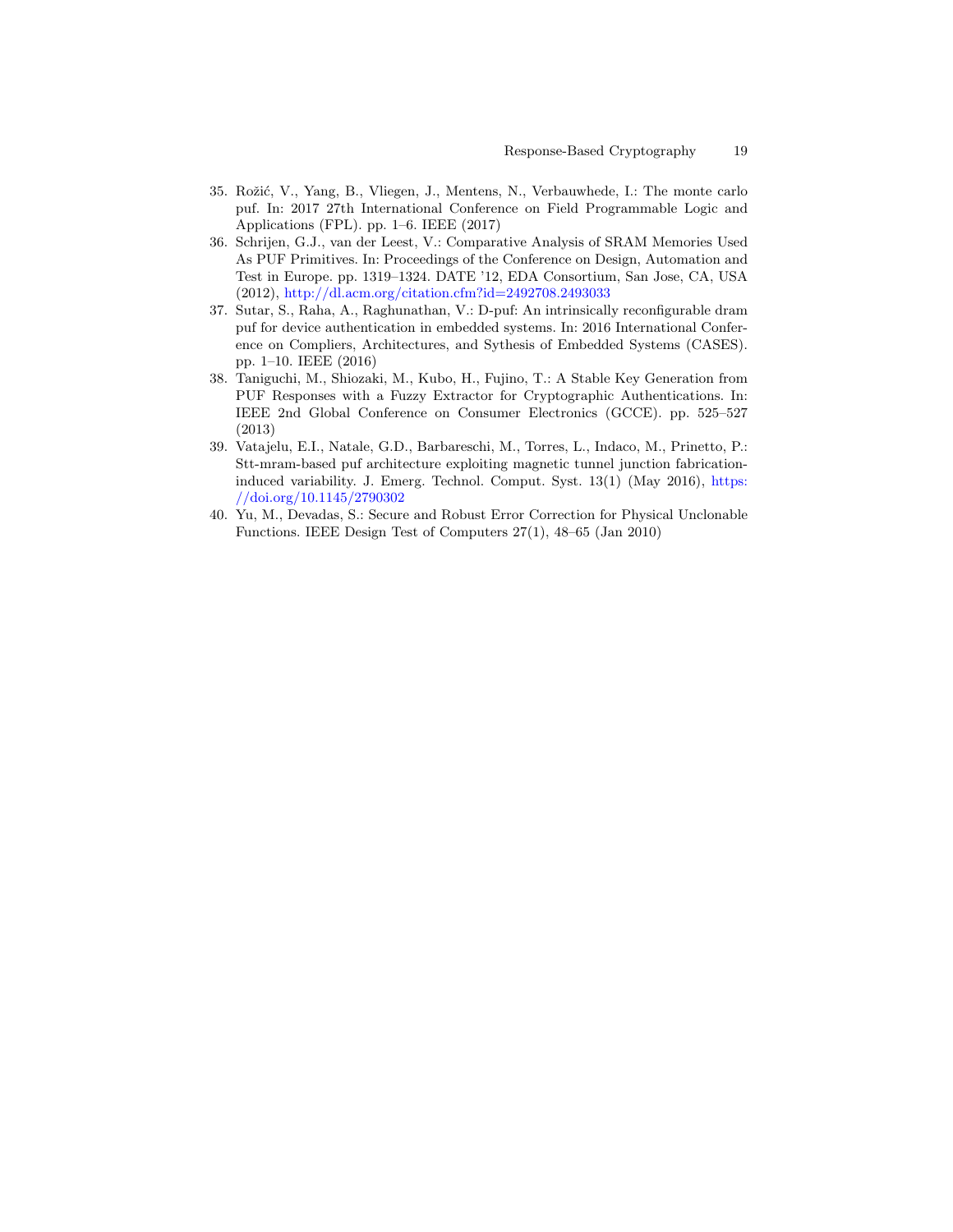35. Rožić, V., Yang, B., Vliegen, J., Mentens, N., Verbauwhede, I.: The monte carlo puf. In: 2017 27th International Conference on Field Programmable Logic and Applications (FPL). pp. 1–6. IEEE (2017)
36. Schrijen, G.J., van der Leest, V.: Comparative Analysis of SRAM Memories Used As PUF Primitives. In: Proceedings of the Conference on Design, Automation and Test in Europe. pp. 1319–1324. DATE '12, EDA Consortium, San Jose, CA, USA (2012), http://dl.acm.org/citation.cfm?id=2492708.2493033
37. Sutar, S., Raha, A., Raghunathan, V.: D-puf: An intrinsically reconfigurable dram puf for device authentication in embedded systems. In: 2016 International Conference on Compliers, Architectures, and Sythesis of Embedded Systems (CASES). pp. 1–10. IEEE (2016)
38. Taniguchi, M., Shiozaki, M., Kubo, H., Fujino, T.: A Stable Key Generation from PUF Responses with a Fuzzy Extractor for Cryptographic Authentications. In: IEEE 2nd Global Conference on Consumer Electronics (GCCE). pp. 525–527 (2013)
39. Vatajelu, E.I., Natale, G.D., Barbareschi, M., Torres, L., Indaco, M., Prinetto, P.: Stt-mram-based puf architecture exploiting magnetic tunnel junction fabrication-induced variability. J. Emerg. Technol. Comput. Syst. 13(1) (May 2016), https://doi.org/10.1145/2790302
40. Yu, M., Devadas, S.: Secure and Robust Error Correction for Physical Unclonable Functions. IEEE Design Test of Computers 27(1), 48–65 (Jan 2010)